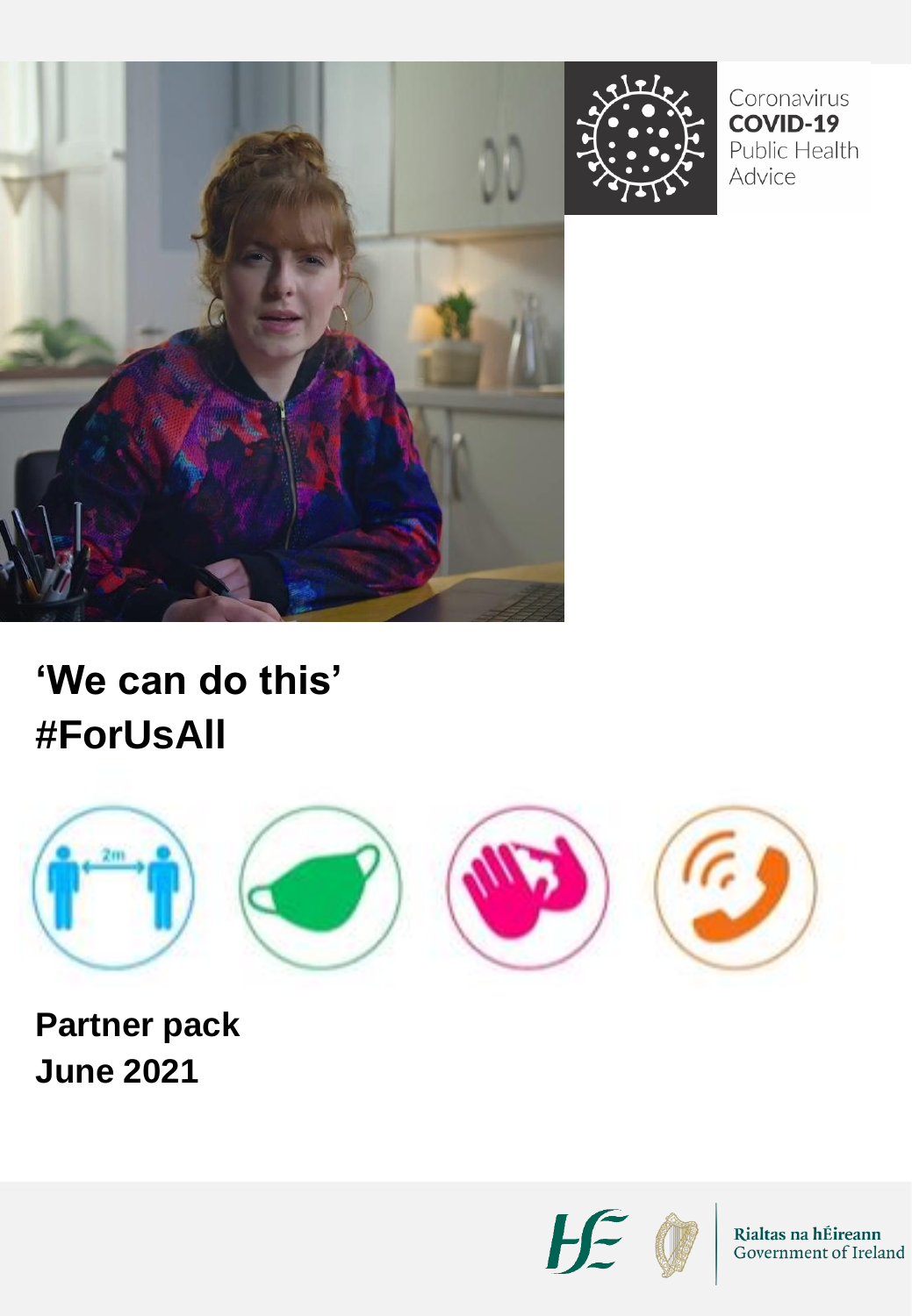Coronavirus
**COVID-19**
Public Health
Advice

# 'We can do this' #ForUsAll

**Partner pack**
**June 2021**

Rialtas na hÉireann
Government of Ireland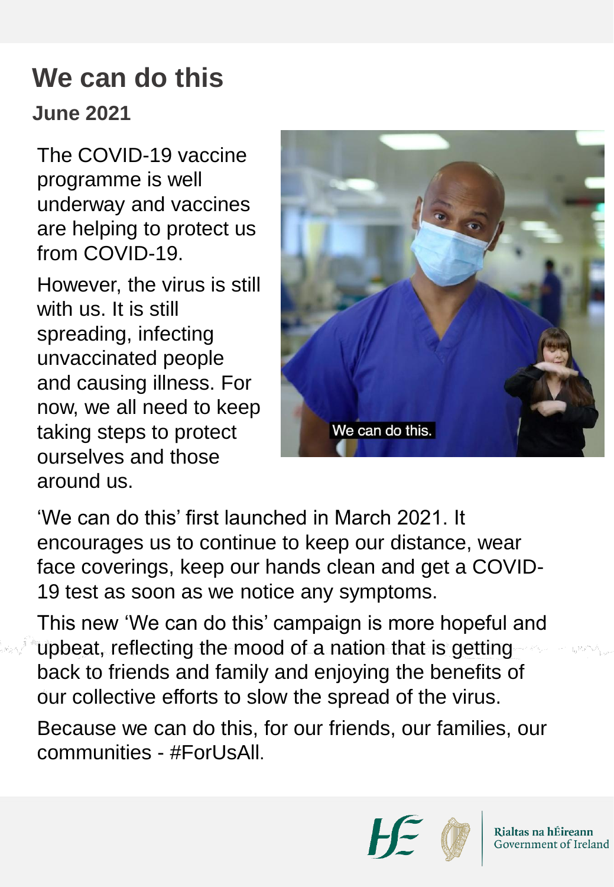# We can do this

**June 2021**

The COVID-19 vaccine programme is well underway and vaccines are helping to protect us from COVID-19.

However, the virus is still with us. It is still spreading, infecting unvaccinated people and causing illness. For now, we all need to keep taking steps to protect ourselves and those around us.

'We can do this' first launched in March 2021. It encourages us to continue to keep our distance, wear face coverings, keep our hands clean and get a COVID-19 test as soon as we notice any symptoms.

This new 'We can do this' campaign is more hopeful and upbeat, reflecting the mood of a nation that is getting back to friends and family and enjoying the benefits of our collective efforts to slow the spread of the virus.

Because we can do this, for our friends, our families, our communities - #ForUsAll.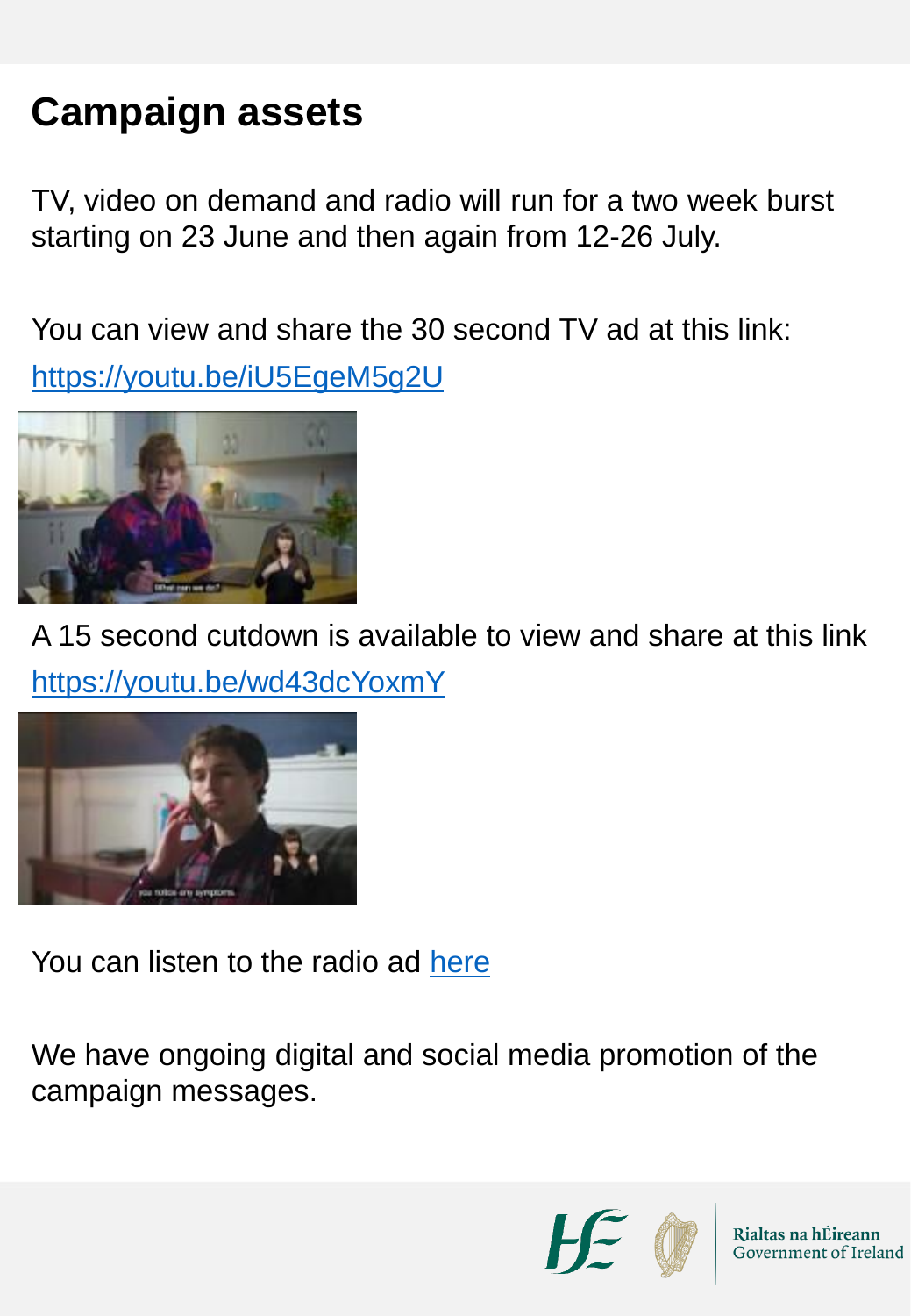# Campaign assets

TV, video on demand and radio will run for a two week burst starting on 23 June and then again from 12-26 July.

You can view and share the 30 second TV ad at this link: https://youtu.be/iU5EgeM5g2U

A 15 second cutdown is available to view and share at this link https://youtu.be/wd43dcYoxmY

You can listen to the radio ad here

We have ongoing digital and social media promotion of the campaign messages.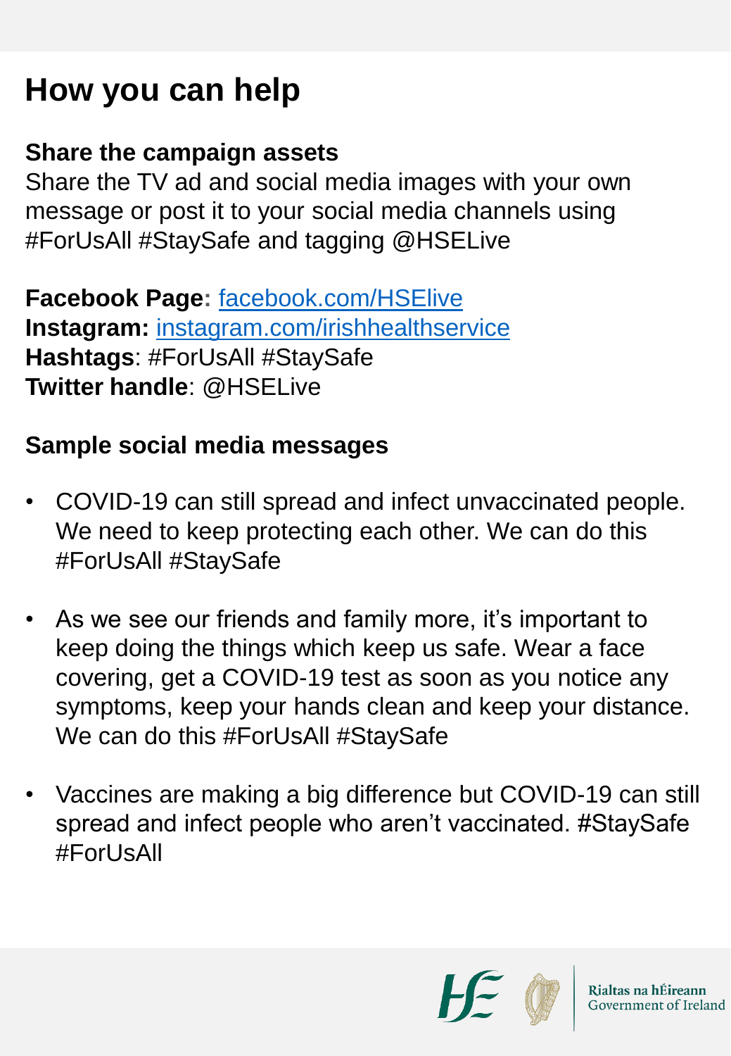# How you can help

## Share the campaign assets

Share the TV ad and social media images with your own message or post it to your social media channels using #ForUsAll #StaySafe and tagging @HSELive

**Facebook Page:** [facebook.com/HSElive](https://facebook.com/HSElive)
**Instagram:** [instagram.com/irishhealthservice](https://instagram.com/irishhealthservice)
**Hashtags**: #ForUsAll #StaySafe
**Twitter handle**: @HSELive

## Sample social media messages

- COVID-19 can still spread and infect unvaccinated people. We need to keep protecting each other. We can do this #ForUsAll #StaySafe
- As we see our friends and family more, it's important to keep doing the things which keep us safe. Wear a face covering, get a COVID-19 test as soon as you notice any symptoms, keep your hands clean and keep your distance. We can do this #ForUsAll #StaySafe
- Vaccines are making a big difference but COVID-19 can still spread and infect people who aren't vaccinated. #StaySafe #ForUsAll

Rialtas na hÉireann
Government of Ireland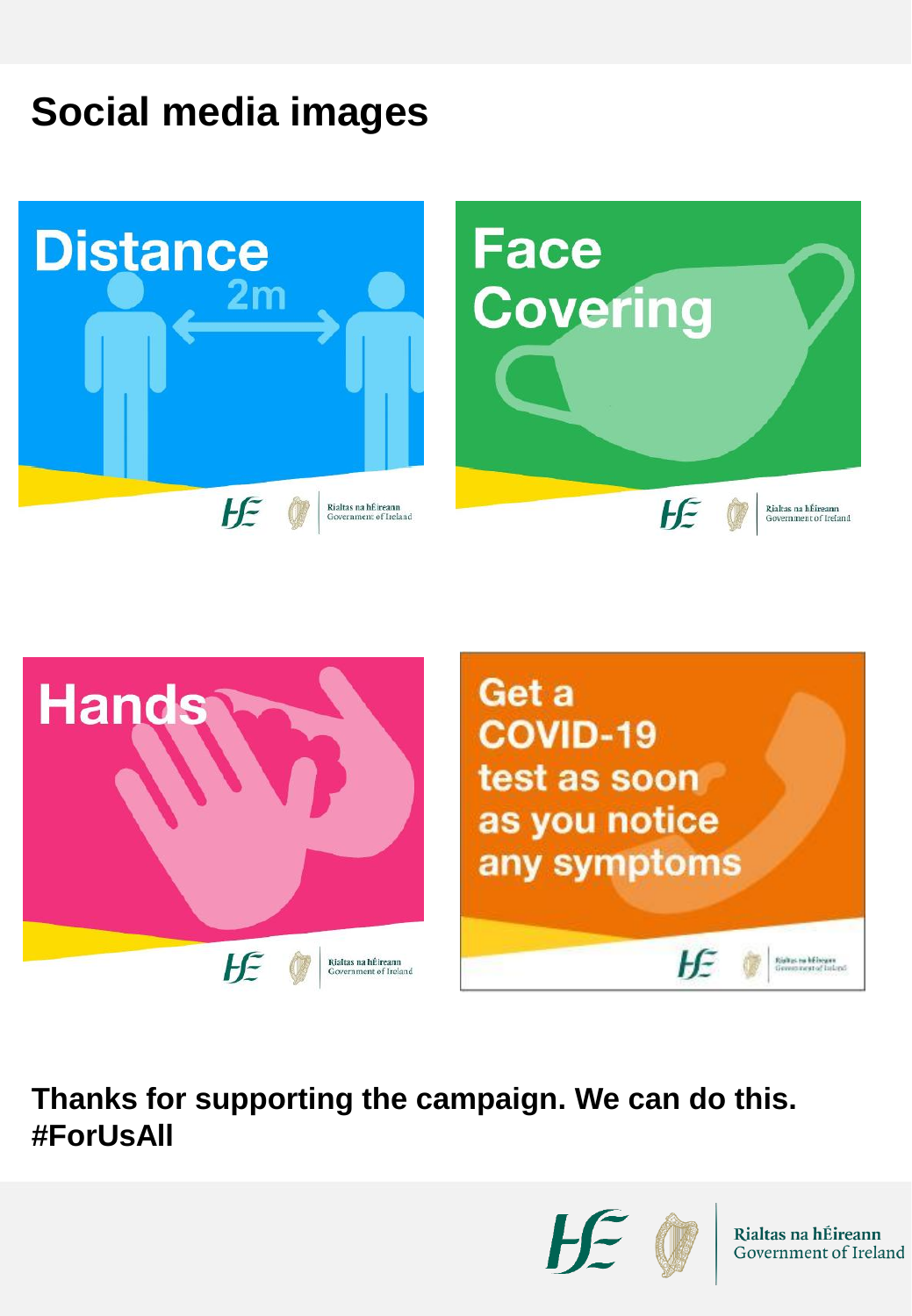## Social media images

Distance

2m

Face Covering

Hands

Get a COVID-19 test as soon as you notice any symptoms

**Thanks for supporting the campaign. We can do this. #ForUsAll**